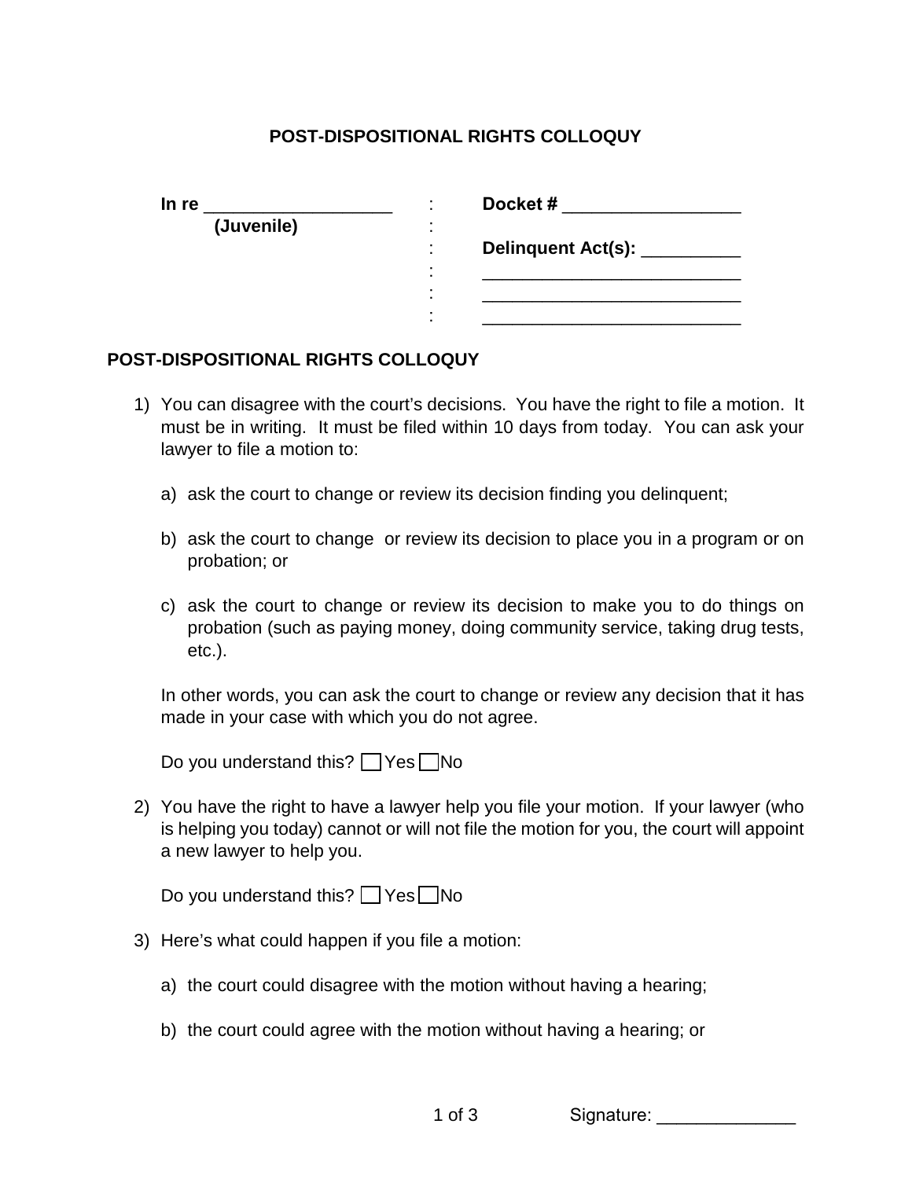# POST-DISPOSITIONAL RIGHTS COLLOQUY

| In re ___________________ (Juvenile) | : | Docket # __________________ |
|---|---|---|
| | : | Delinquent Act(s): __________ |
| | : | __________________________ |
| | : | __________________________ |
| | : | __________________________ |

## POST-DISPOSITIONAL RIGHTS COLLOQUY

1) You can disagree with the court's decisions. You have the right to file a motion. It must be in writing. It must be filed within 10 days from today. You can ask your lawyer to file a motion to:

   a) ask the court to change or review its decision finding you delinquent;

   b) ask the court to change or review its decision to place you in a program or on probation; or

   c) ask the court to change or review its decision to make you to do things on probation (such as paying money, doing community service, taking drug tests, etc.).

   In other words, you can ask the court to change or review any decision that it has made in your case with which you do not agree.

   Do you understand this? ☐ Yes ☐ No

2) You have the right to have a lawyer help you file your motion. If your lawyer (who is helping you today) cannot or will not file the motion for you, the court will appoint a new lawyer to help you.

   Do you understand this? ☐ Yes ☐ No

3) Here's what could happen if you file a motion:

   a) the court could disagree with the motion without having a hearing;

   b) the court could agree with the motion without having a hearing; or

Signature: ______________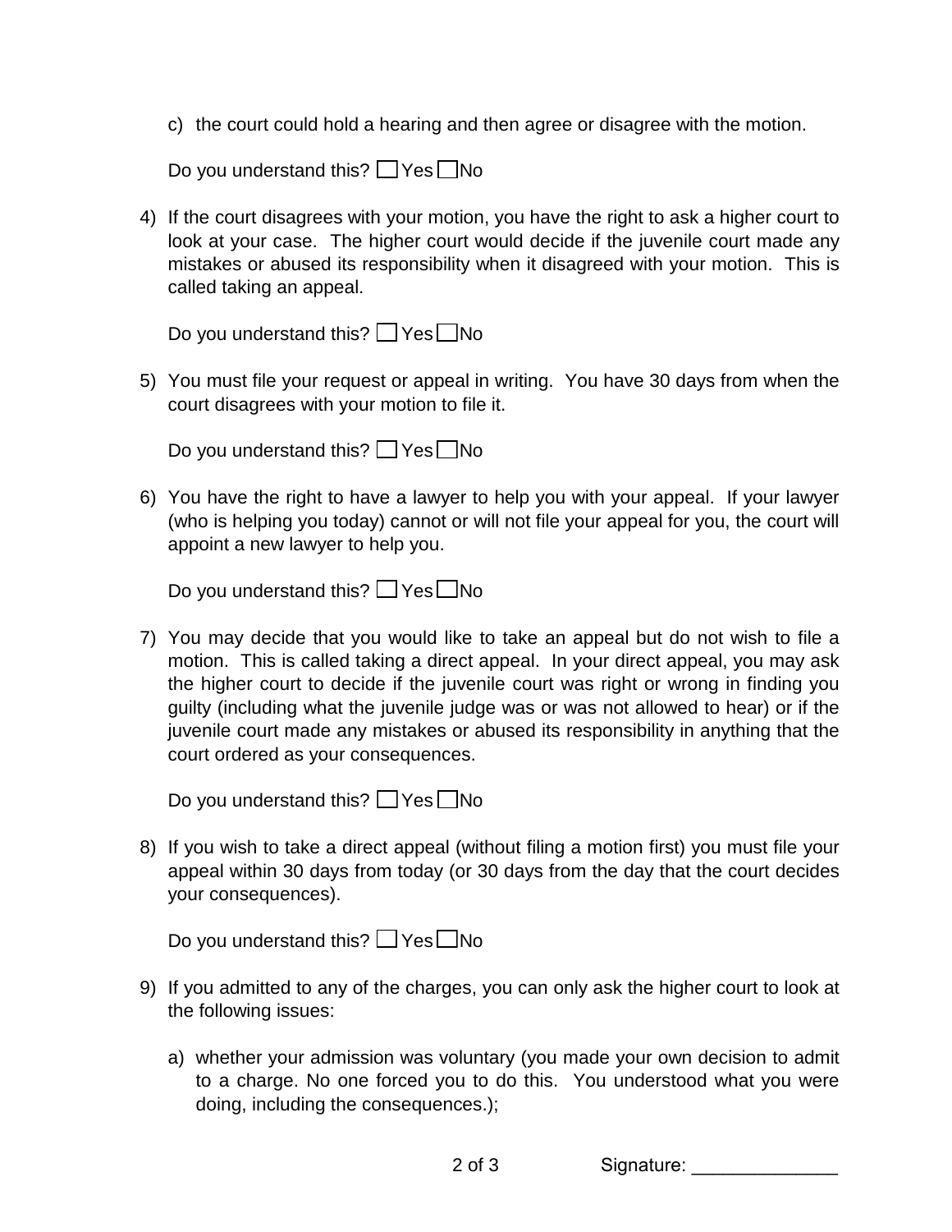c) the court could hold a hearing and then agree or disagree with the motion.

Do you understand this? ☐ Yes ☐ No

4) If the court disagrees with your motion, you have the right to ask a higher court to look at your case. The higher court would decide if the juvenile court made any mistakes or abused its responsibility when it disagreed with your motion. This is called taking an appeal.

   Do you understand this? ☐ Yes ☐ No

5) You must file your request or appeal in writing. You have 30 days from when the court disagrees with your motion to file it.

   Do you understand this? ☐ Yes ☐ No

6) You have the right to have a lawyer to help you with your appeal. If your lawyer (who is helping you today) cannot or will not file your appeal for you, the court will appoint a new lawyer to help you.

   Do you understand this? ☐ Yes ☐ No

7) You may decide that you would like to take an appeal but do not wish to file a motion. This is called taking a direct appeal. In your direct appeal, you may ask the higher court to decide if the juvenile court was right or wrong in finding you guilty (including what the juvenile judge was or was not allowed to hear) or if the juvenile court made any mistakes or abused its responsibility in anything that the court ordered as your consequences.

   Do you understand this? ☐ Yes ☐ No

8) If you wish to take a direct appeal (without filing a motion first) you must file your appeal within 30 days from today (or 30 days from the day that the court decides your consequences).

   Do you understand this? ☐ Yes ☐ No

9) If you admitted to any of the charges, you can only ask the higher court to look at the following issues:

   a) whether your admission was voluntary (you made your own decision to admit to a charge. No one forced you to do this. You understood what you were doing, including the consequences.);

Signature: ______________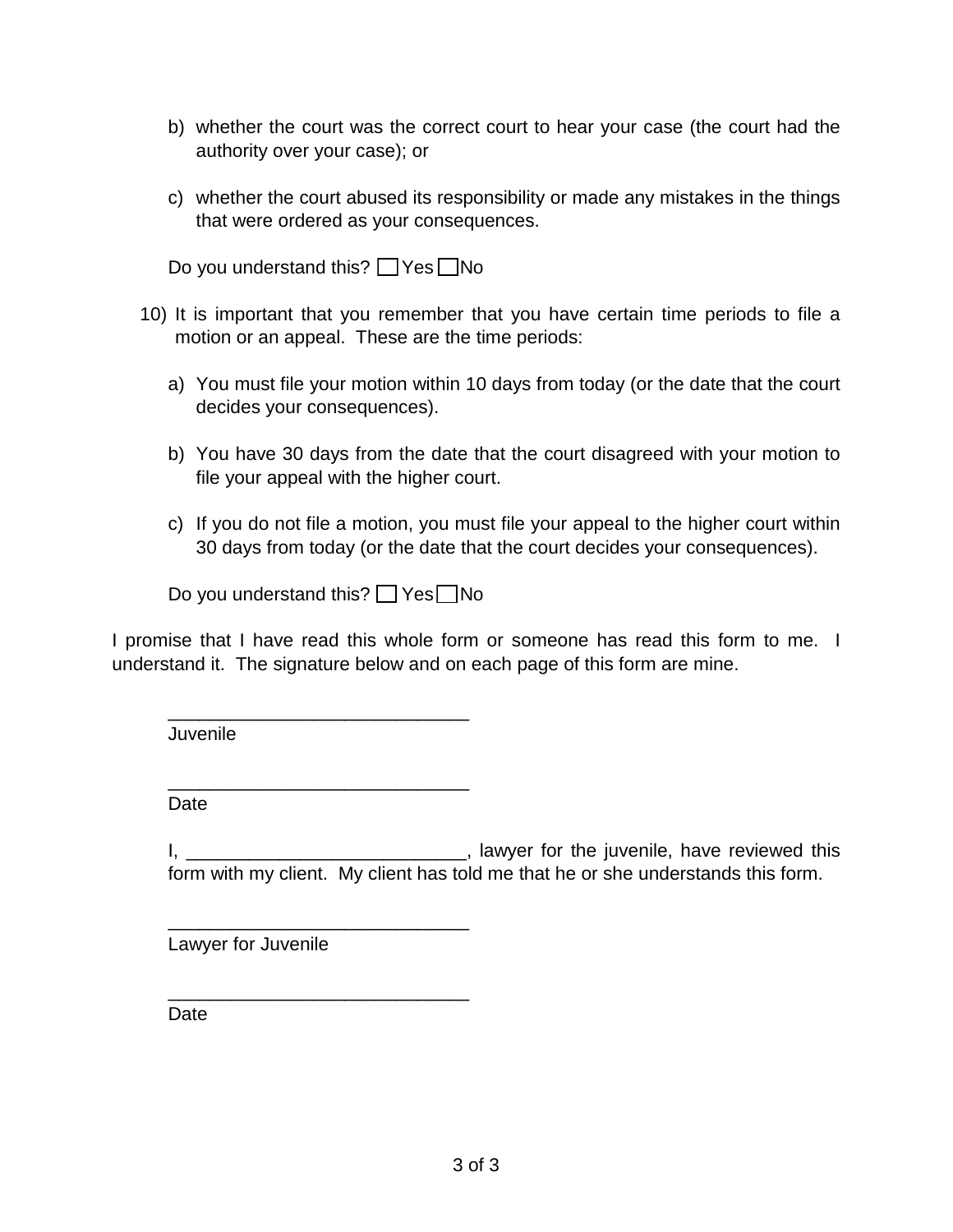b) whether the court was the correct court to hear your case (the court had the authority over your case); or

c) whether the court abused its responsibility or made any mistakes in the things that were ordered as your consequences.

Do you understand this? ☐ Yes ☐ No

10) It is important that you remember that you have certain time periods to file a motion or an appeal. These are the time periods:

a) You must file your motion within 10 days from today (or the date that the court decides your consequences).

b) You have 30 days from the date that the court disagreed with your motion to file your appeal with the higher court.

c) If you do not file a motion, you must file your appeal to the higher court within 30 days from today (or the date that the court decides your consequences).

Do you understand this? ☐ Yes ☐ No

I promise that I have read this whole form or someone has read this form to me. I understand it. The signature below and on each page of this form are mine.

_____________________________
Juvenile

_____________________________
Date

I, ___________________________, lawyer for the juvenile, have reviewed this form with my client. My client has told me that he or she understands this form.

_____________________________
Lawyer for Juvenile

_____________________________
Date